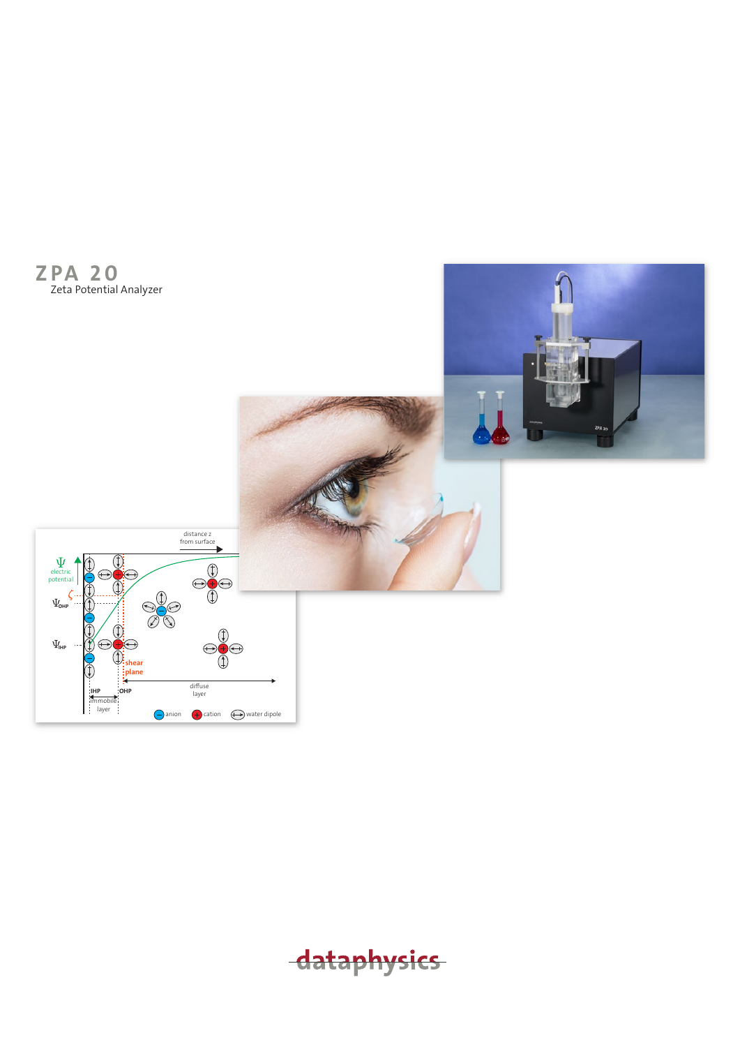# ZPA 20

Zeta Potential Analyzer

dataphysics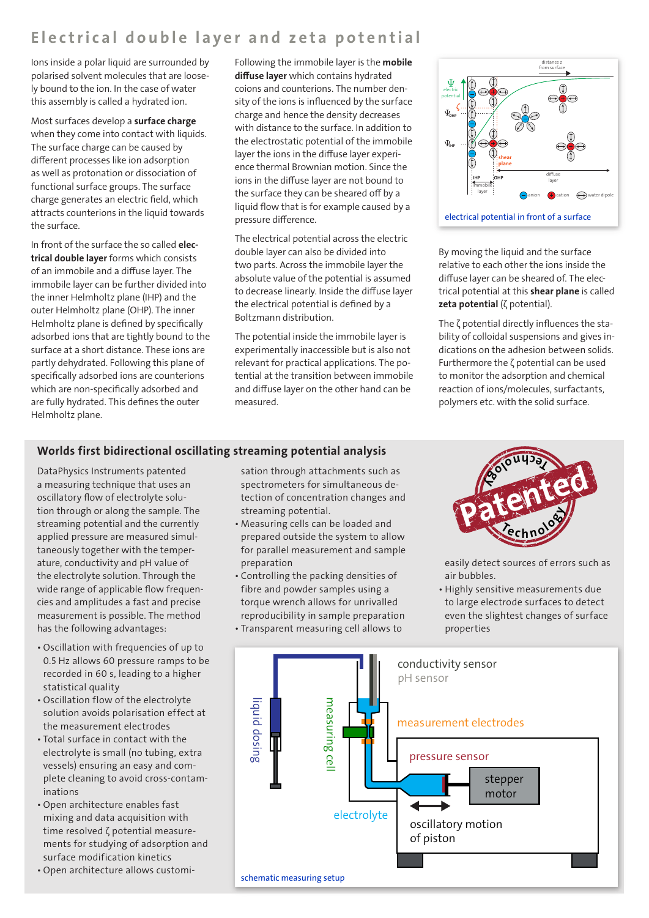# Electrical double layer and zeta potential

Ions inside a polar liquid are surrounded by polarised solvent molecules that are loosely bound to the ion. In the case of water this assembly is called a hydrated ion.

Most surfaces develop a **surface charge** when they come into contact with liquids. The surface charge can be caused by different processes like ion adsorption as well as protonation or dissociation of functional surface groups. The surface charge generates an electric field, which attracts counterions in the liquid towards the surface.

In front of the surface the so called **electrical double layer** forms which consists of an immobile and a diffuse layer. The immobile layer can be further divided into the inner Helmholtz plane (IHP) and the outer Helmholtz plane (OHP). The inner Helmholtz plane is defined by specifically adsorbed ions that are tightly bound to the surface at a short distance. These ions are partly dehydrated. Following this plane of specifically adsorbed ions are counterions which are non-specifically adsorbed and are fully hydrated. This defines the outer Helmholtz plane.

Following the immobile layer is the **mobile diffuse layer** which contains hydrated coions and counterions. The number density of the ions is influenced by the surface charge and hence the density decreases with distance to the surface. In addition to the electrostatic potential of the immobile layer the ions in the diffuse layer experience thermal Brownian motion. Since the ions in the diffuse layer are not bound to the surface they can be sheared off by a liquid flow that is for example caused by a pressure difference.

The electrical potential across the electric double layer can also be divided into two parts. Across the immobile layer the absolute value of the potential is assumed to decrease linearly. Inside the diffuse layer the electrical potential is defined by a Boltzmann distribution.

The potential inside the immobile layer is experimentally inaccessible but is also not relevant for practical applications. The potential at the transition between immobile and diffuse layer on the other hand can be measured.

electrical potential in front of a surface

By moving the liquid and the surface relative to each other the ions inside the diffuse layer can be sheared of. The electrical potential at this **shear plane** is called **zeta potential** ($\zeta$ potential).

The $\zeta$ potential directly influences the stability of colloidal suspensions and gives indications on the adhesion between solids. Furthermore the $\zeta$ potential can be used to monitor the adsorption and chemical reaction of ions/molecules, surfactants, polymers etc. with the solid surface.

## Worlds first bidirectional oscillating streaming potential analysis

DataPhysics Instruments patented a measuring technique that uses an oscillatory flow of electrolyte solution through or along the sample. The streaming potential and the currently applied pressure are measured simultaneously together with the temperature, conductivity and pH value of the electrolyte solution. Through the wide range of applicable flow frequencies and amplitudes a fast and precise measurement is possible. The method has the following advantages:

- Oscillation with frequencies of up to 0.5 Hz allows 60 pressure ramps to be recorded in 60 s, leading to a higher statistical quality
- Oscillation flow of the electrolyte solution avoids polarisation effect at the measurement electrodes
- Total surface in contact with the electrolyte is small (no tubing, extra vessels) ensuring an easy and complete cleaning to avoid cross-contaminations
- Open architecture enables fast mixing and data acquisition with time resolved $\zeta$ potential measurements for studying of adsorption and surface modification kinetics
- Open architecture allows customisation through attachments such as spectrometers for simultaneous detection of concentration changes and streaming potential.
- Measuring cells can be loaded and prepared outside the system to allow for parallel measurement and sample preparation
- Controlling the packing densities of fibre and powder samples using a torque wrench allows for unrivalled reproducibility in sample preparation
- Transparent measuring cell allows to easily detect sources of errors such as air bubbles.
- Highly sensitive measurements due to large electrode surfaces to detect even the slightest changes of surface properties

schematic measuring setup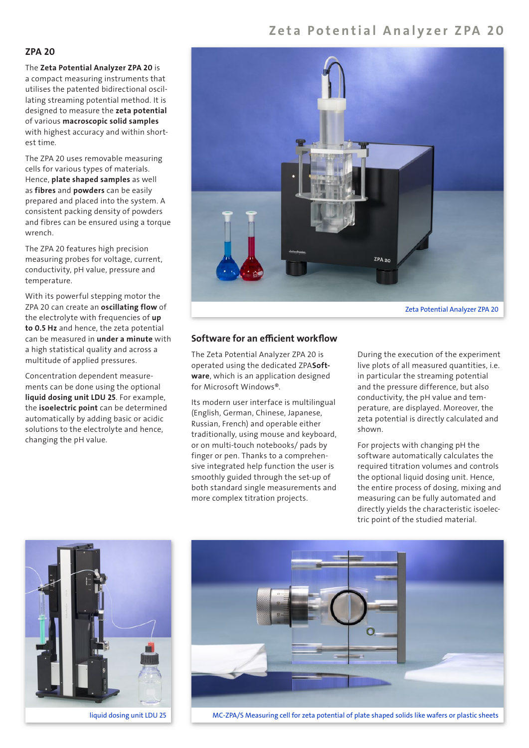## ZPA 20

The **Zeta Potential Analyzer ZPA 20** is a compact measuring instruments that utilises the patented bidirectional oscillating streaming potential method. It is designed to measure the **zeta potential** of various **macroscopic solid samples** with highest accuracy and within shortest time.

The ZPA 20 uses removable measuring cells for various types of materials. Hence, **plate shaped samples** as well as **fibres** and **powders** can be easily prepared and placed into the system. A consistent packing density of powders and fibres can be ensured using a torque wrench.

The ZPA 20 features high precision measuring probes for voltage, current, conductivity, pH value, pressure and temperature.

With its powerful stepping motor the ZPA 20 can create an **oscillating flow** of the electrolyte with frequencies of **up to 0.5 Hz** and hence, the zeta potential can be measured in **under a minute** with a high statistical quality and across a multitude of applied pressures.

Concentration dependent measurements can be done using the optional **liquid dosing unit LDU 25**. For example, the **isoelectric point** can be determined automatically by adding basic or acidic solutions to the electrolyte and hence, changing the pH value.

Zeta Potential Analyzer ZPA 20

## Software for an efficient workflow

The Zeta Potential Analyzer ZPA 20 is operated using the dedicated ZPA**Software**, which is an application designed for Microsoft Windows®.

Its modern user interface is multilingual (English, German, Chinese, Japanese, Russian, French) and operable either traditionally, using mouse and keyboard, or on multi-touch notebooks/ pads by finger or pen. Thanks to a comprehensive integrated help function the user is smoothly guided through the set-up of both standard single measurements and more complex titration projects.

During the execution of the experiment live plots of all measured quantities, i.e. in particular the streaming potential and the pressure difference, but also conductivity, the pH value and temperature, are displayed. Moreover, the zeta potential is directly calculated and shown.

For projects with changing pH the software automatically calculates the required titration volumes and controls the optional liquid dosing unit. Hence, the entire process of dosing, mixing and measuring can be fully automated and directly yields the characteristic isoelectric point of the studied material.

liquid dosing unit LDU 25

MC-ZPA/S Measuring cell for zeta potential of plate shaped solids like wafers or plastic sheets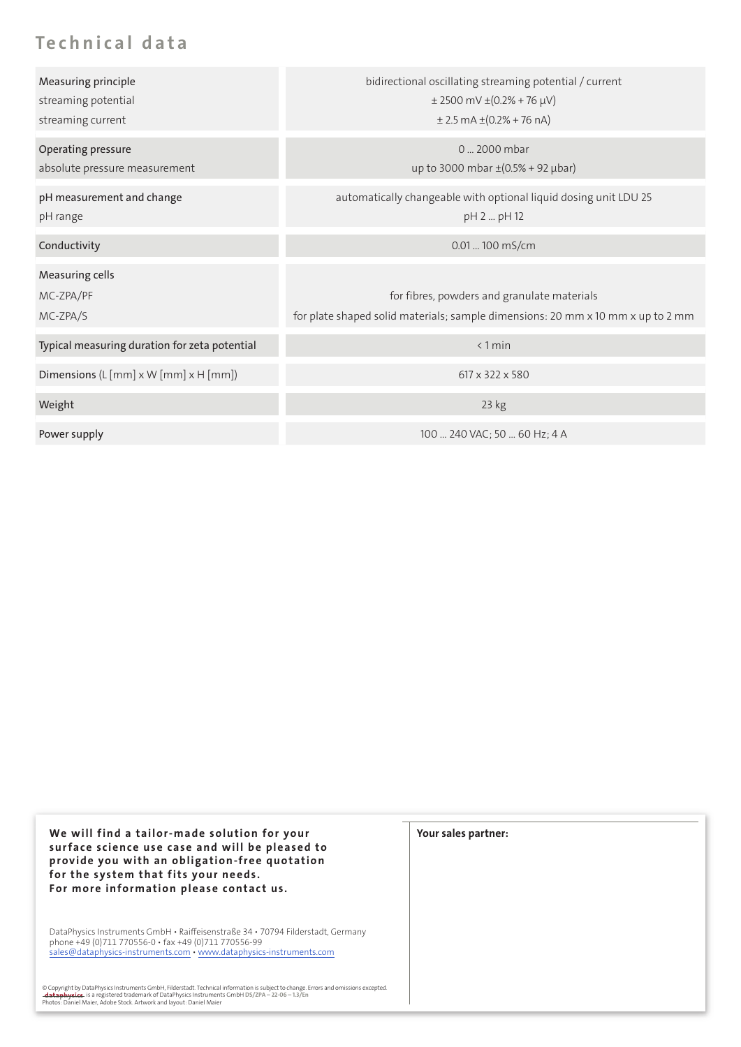## Technical data

| | |
|---|---|
| Measuring principle<br>streaming potential<br>streaming current | bidirectional oscillating streaming potential / current<br>± 2500 mV ±(0.2% + 76 µV)<br>± 2.5 mA ±(0.2% + 76 nA) |
| Operating pressure<br>absolute pressure measurement | 0 … 2000 mbar<br>up to 3000 mbar ±(0.5% + 92 µbar) |
| pH measurement and change<br>pH range | automatically changeable with optional liquid dosing unit LDU 25<br>pH 2 … pH 12 |
| Conductivity | 0.01 … 100 mS/cm |
| Measuring cells<br>MC-ZPA/PF<br>MC-ZPA/S | <br>for fibres, powders and granulate materials<br>for plate shaped solid materials; sample dimensions: 20 mm x 10 mm x up to 2 mm |
| Typical measuring duration for zeta potential | < 1 min |
| Dimensions (L [mm] x W [mm] x H [mm]) | 617 x 322 x 580 |
| Weight | 23 kg |
| Power supply | 100 … 240 VAC; 50 … 60 Hz; 4 A |

**We will find a tailor-made solution for your surface science use case and will be pleased to provide you with an obligation-free quotation for the system that fits your needs.
For more information please contact us.**

DataPhysics Instruments GmbH • Raiffeisenstraße 34 • 70794 Filderstadt, Germany
phone +49 (0)711 770556-0 • fax +49 (0)711 770556-99
sales@dataphysics-instruments.com • www.dataphysics-instruments.com

© Copyright by DataPhysics Instruments GmbH, Filderstadt. Technical information is subject to change. Errors and omissions excepted.
dataphysics is a registered trademark of DataPhysics Instruments GmbH DS/ZPA – 22-06 – 1.3/En
Photos: Daniel Maier, Adobe Stock. Artwork and layout: Daniel Maier

**Your sales partner:**